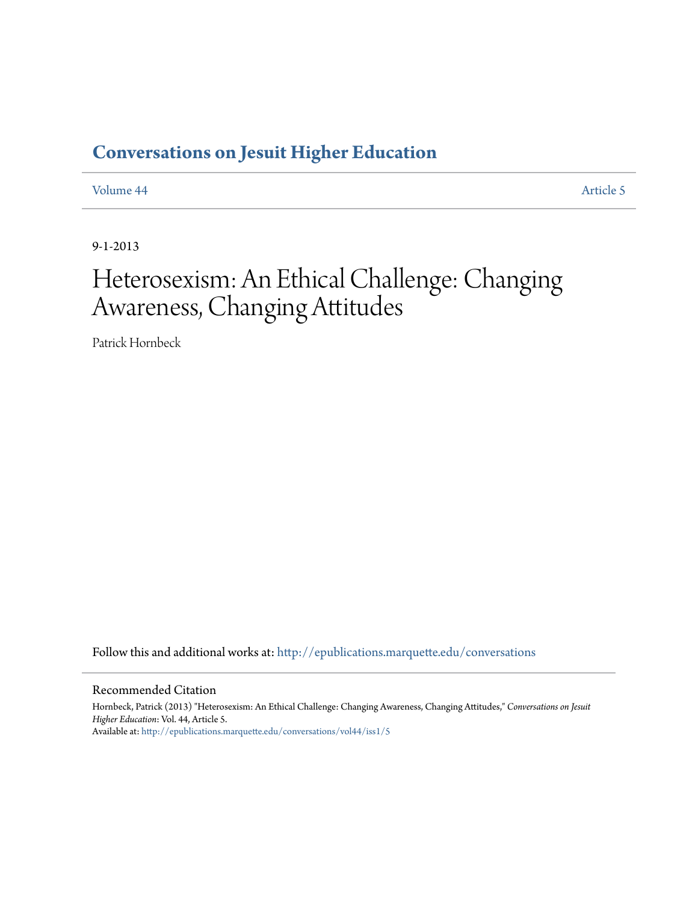## Conversations on Jesuit Higher Education

Volume 44 | Article 5

9-1-2013

# Heterosexism: An Ethical Challenge: Changing Awareness, Changing Attitudes

Patrick Hornbeck

Follow this and additional works at: http://epublications.marquette.edu/conversations

### Recommended Citation

Hornbeck, Patrick (2013) "Heterosexism: An Ethical Challenge: Changing Awareness, Changing Attitudes," *Conversations on Jesuit Higher Education*: Vol. 44, Article 5.
Available at: http://epublications.marquette.edu/conversations/vol44/iss1/5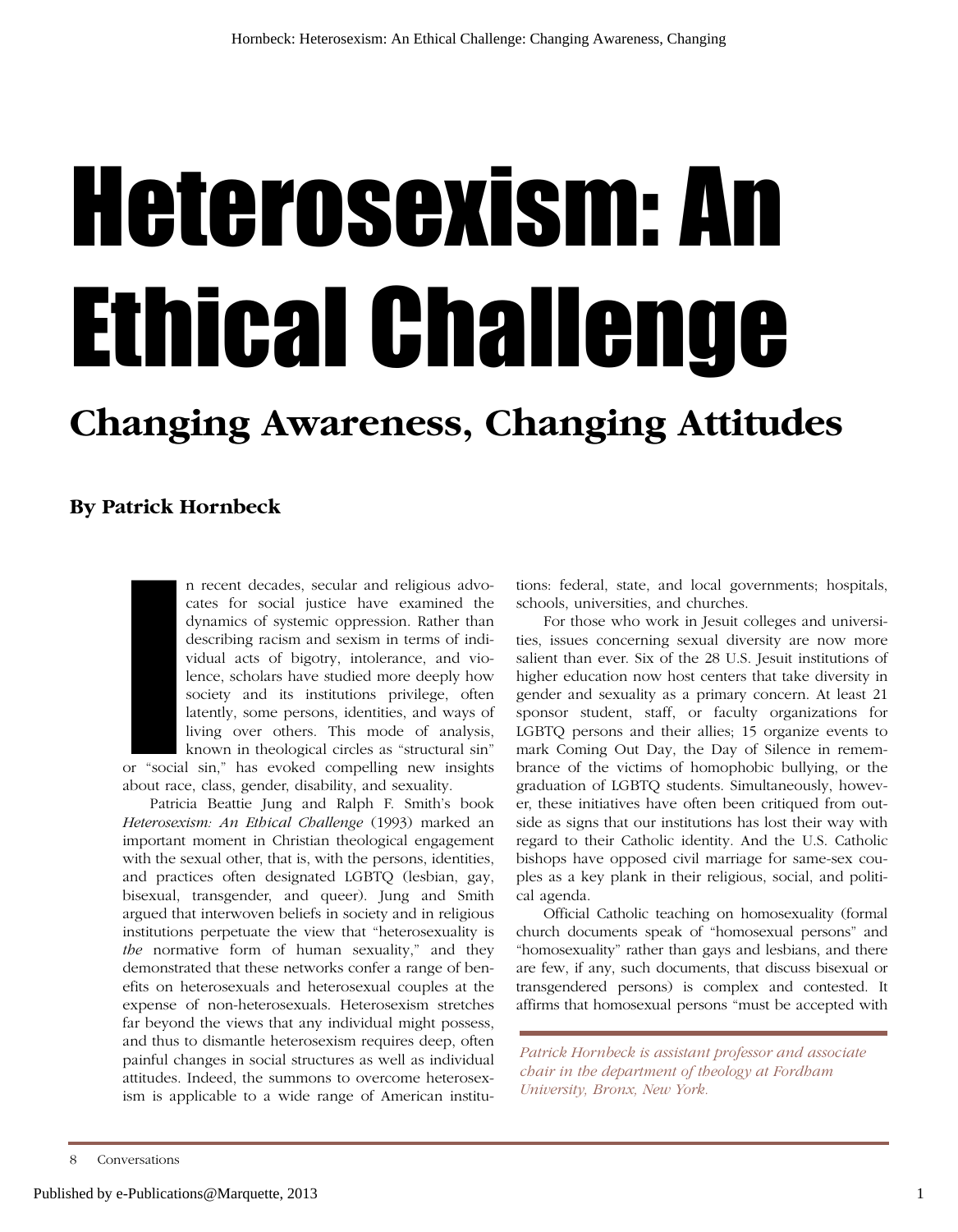# Heterosexism: An Ethical Challenge

## Changing Awareness, Changing Attitudes

**By Patrick Hornbeck**

In recent decades, secular and religious advocates for social justice have examined the dynamics of systemic oppression. Rather than describing racism and sexism in terms of individual acts of bigotry, intolerance, and violence, scholars have studied more deeply how society and its institutions privilege, often latently, some persons, identities, and ways of living over others. This mode of analysis, known in theological circles as "structural sin" or "social sin," has evoked compelling new insights about race, class, gender, disability, and sexuality.

Patricia Beattie Jung and Ralph F. Smith's book *Heterosexism: An Ethical Challenge* (1993) marked an important moment in Christian theological engagement with the sexual other, that is, with the persons, identities, and practices often designated LGBTQ (lesbian, gay, bisexual, transgender, and queer). Jung and Smith argued that interwoven beliefs in society and in religious institutions perpetuate the view that "heterosexuality is *the* normative form of human sexuality," and they demonstrated that these networks confer a range of benefits on heterosexuals and heterosexual couples at the expense of non-heterosexuals. Heterosexism stretches far beyond the views that any individual might possess, and thus to dismantle heterosexism requires deep, often painful changes in social structures as well as individual attitudes. Indeed, the summons to overcome heterosexism is applicable to a wide range of American institutions: federal, state, and local governments; hospitals, schools, universities, and churches.

For those who work in Jesuit colleges and universities, issues concerning sexual diversity are now more salient than ever. Six of the 28 U.S. Jesuit institutions of higher education now host centers that take diversity in gender and sexuality as a primary concern. At least 21 sponsor student, staff, or faculty organizations for LGBTQ persons and their allies; 15 organize events to mark Coming Out Day, the Day of Silence in remembrance of the victims of homophobic bullying, or the graduation of LGBTQ students. Simultaneously, however, these initiatives have often been critiqued from outside as signs that our institutions has lost their way with regard to their Catholic identity. And the U.S. Catholic bishops have opposed civil marriage for same-sex couples as a key plank in their religious, social, and political agenda.

Official Catholic teaching on homosexuality (formal church documents speak of "homosexual persons" and "homosexuality" rather than gays and lesbians, and there are few, if any, such documents, that discuss bisexual or transgendered persons) is complex and contested. It affirms that homosexual persons "must be accepted with

*Patrick Hornbeck is assistant professor and associate chair in the department of theology at Fordham University, Bronx, New York.*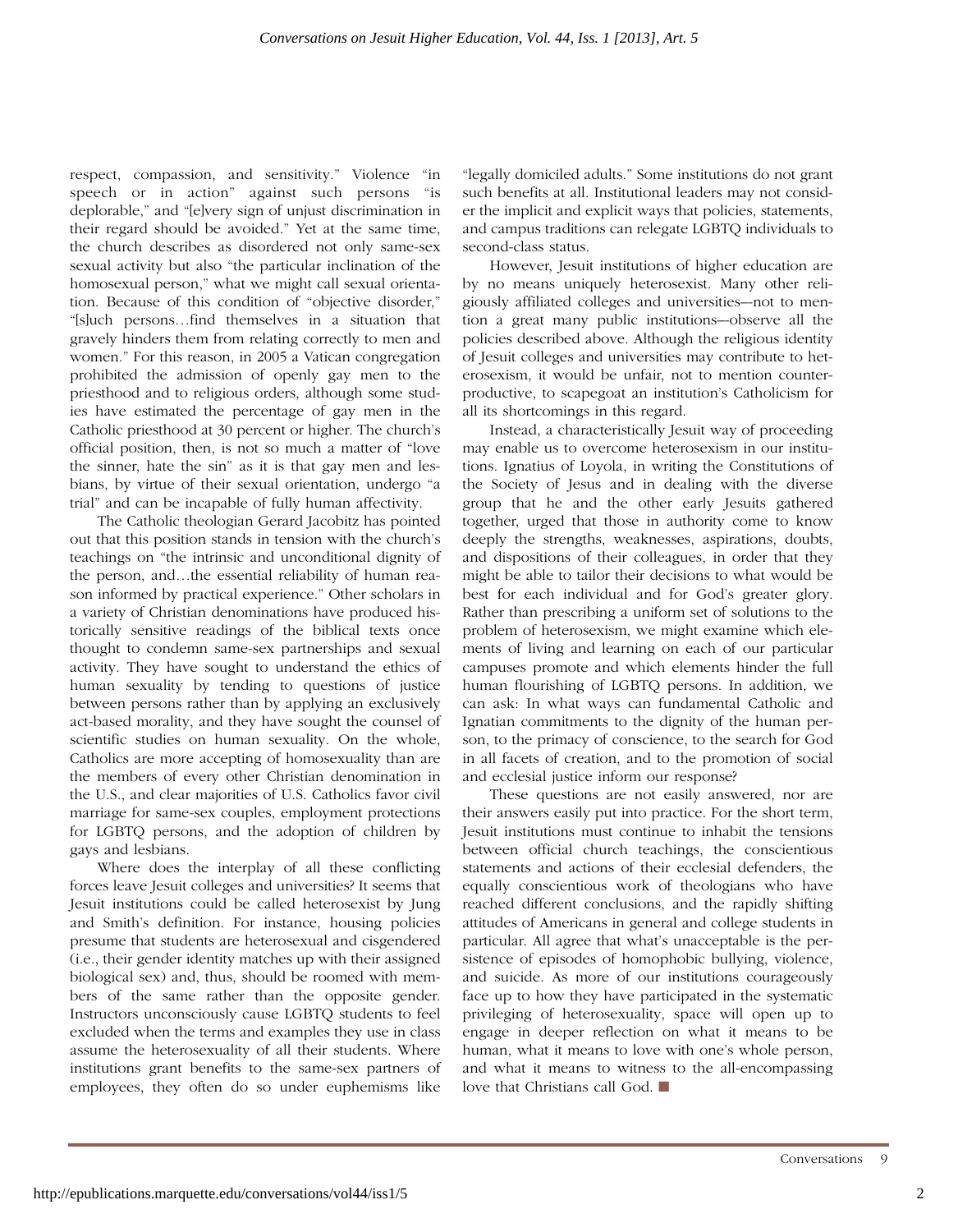respect, compassion, and sensitivity." Violence "in speech or in action" against such persons "is deplorable," and "[e]very sign of unjust discrimination in their regard should be avoided." Yet at the same time, the church describes as disordered not only same-sex sexual activity but also "the particular inclination of the homosexual person," what we might call sexual orientation. Because of this condition of "objective disorder," "[s]uch persons…find themselves in a situation that gravely hinders them from relating correctly to men and women." For this reason, in 2005 a Vatican congregation prohibited the admission of openly gay men to the priesthood and to religious orders, although some studies have estimated the percentage of gay men in the Catholic priesthood at 30 percent or higher. The church's official position, then, is not so much a matter of "love the sinner, hate the sin" as it is that gay men and lesbians, by virtue of their sexual orientation, undergo "a trial" and can be incapable of fully human affectivity.

The Catholic theologian Gerard Jacobitz has pointed out that this position stands in tension with the church's teachings on "the intrinsic and unconditional dignity of the person, and…the essential reliability of human reason informed by practical experience." Other scholars in a variety of Christian denominations have produced historically sensitive readings of the biblical texts once thought to condemn same-sex partnerships and sexual activity. They have sought to understand the ethics of human sexuality by tending to questions of justice between persons rather than by applying an exclusively act-based morality, and they have sought the counsel of scientific studies on human sexuality. On the whole, Catholics are more accepting of homosexuality than are the members of every other Christian denomination in the U.S., and clear majorities of U.S. Catholics favor civil marriage for same-sex couples, employment protections for LGBTQ persons, and the adoption of children by gays and lesbians.

Where does the interplay of all these conflicting forces leave Jesuit colleges and universities? It seems that Jesuit institutions could be called heterosexist by Jung and Smith's definition. For instance, housing policies presume that students are heterosexual and cisgendered (i.e., their gender identity matches up with their assigned biological sex) and, thus, should be roomed with members of the same rather than the opposite gender. Instructors unconsciously cause LGBTQ students to feel excluded when the terms and examples they use in class assume the heterosexuality of all their students. Where institutions grant benefits to the same-sex partners of employees, they often do so under euphemisms like "legally domiciled adults." Some institutions do not grant such benefits at all. Institutional leaders may not consider the implicit and explicit ways that policies, statements, and campus traditions can relegate LGBTQ individuals to second-class status.

However, Jesuit institutions of higher education are by no means uniquely heterosexist. Many other religiously affiliated colleges and universities—not to mention a great many public institutions—observe all the policies described above. Although the religious identity of Jesuit colleges and universities may contribute to heterosexism, it would be unfair, not to mention counterproductive, to scapegoat an institution's Catholicism for all its shortcomings in this regard.

Instead, a characteristically Jesuit way of proceeding may enable us to overcome heterosexism in our institutions. Ignatius of Loyola, in writing the Constitutions of the Society of Jesus and in dealing with the diverse group that he and the other early Jesuits gathered together, urged that those in authority come to know deeply the strengths, weaknesses, aspirations, doubts, and dispositions of their colleagues, in order that they might be able to tailor their decisions to what would be best for each individual and for God's greater glory. Rather than prescribing a uniform set of solutions to the problem of heterosexism, we might examine which elements of living and learning on each of our particular campuses promote and which elements hinder the full human flourishing of LGBTQ persons. In addition, we can ask: In what ways can fundamental Catholic and Ignatian commitments to the dignity of the human person, to the primacy of conscience, to the search for God in all facets of creation, and to the promotion of social and ecclesial justice inform our response?

These questions are not easily answered, nor are their answers easily put into practice. For the short term, Jesuit institutions must continue to inhabit the tensions between official church teachings, the conscientious statements and actions of their ecclesial defenders, the equally conscientious work of theologians who have reached different conclusions, and the rapidly shifting attitudes of Americans in general and college students in particular. All agree that what's unacceptable is the persistence of episodes of homophobic bullying, violence, and suicide. As more of our institutions courageously face up to how they have participated in the systematic privileging of heterosexuality, space will open up to engage in deeper reflection on what it means to be human, what it means to love with one's whole person, and what it means to witness to the all-encompassing love that Christians call God. ■